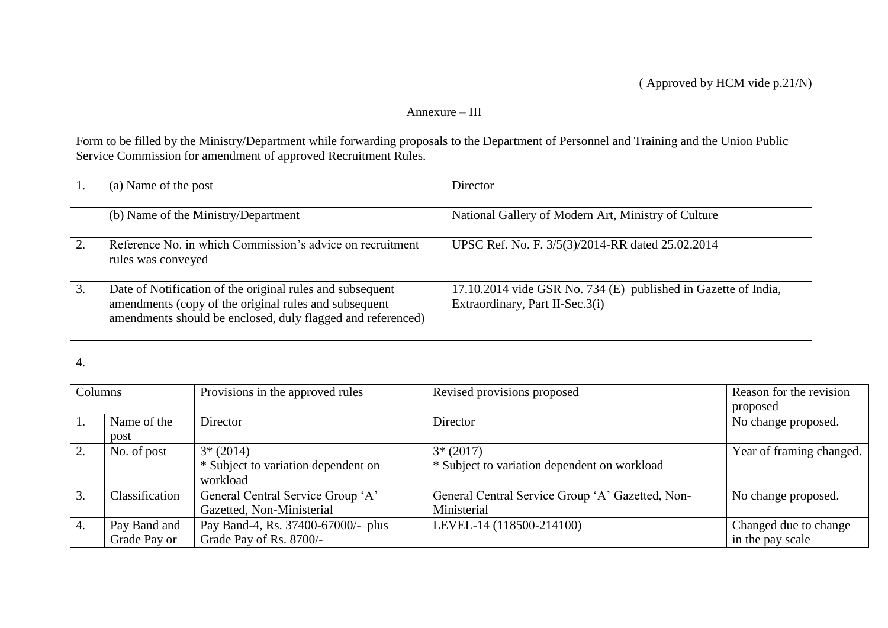( Approved by HCM vide p.21/N)

Annexure – III

Form to be filled by the Ministry/Department while forwarding proposals to the Department of Personnel and Training and the Union Public Service Commission for amendment of approved Recruitment Rules.

| 1. | (a) Name of the post | Director |
|---|---|---|
| | (b) Name of the Ministry/Department | National Gallery of Modern Art, Ministry of Culture |
| 2. | Reference No. in which Commission's advice on recruitment rules was conveyed | UPSC Ref. No. F. 3/5(3)/2014-RR dated 25.02.2014 |
| 3. | Date of Notification of the original rules and subsequent amendments (copy of the original rules and subsequent amendments should be enclosed, duly flagged and referenced) | 17.10.2014 vide GSR No. 734 (E) published in Gazette of India, Extraordinary, Part II-Sec.3(i) |

4.

| Columns | | Provisions in the approved rules | Revised provisions proposed | Reason for the revision proposed |
|---|---|---|---|---|
| 1. | Name of the post | Director | Director | No change proposed. |
| 2. | No. of post | 3* (2014)<br>* Subject to variation dependent on workload | 3* (2017)<br>* Subject to variation dependent on workload | Year of framing changed. |
| 3. | Classification | General Central Service Group 'A' Gazetted, Non-Ministerial | General Central Service Group 'A' Gazetted, Non-Ministerial | No change proposed. |
| 4. | Pay Band and Grade Pay or | Pay Band-4, Rs. 37400-67000/- plus Grade Pay of Rs. 8700/- | LEVEL-14 (118500-214100) | Changed due to change in the pay scale |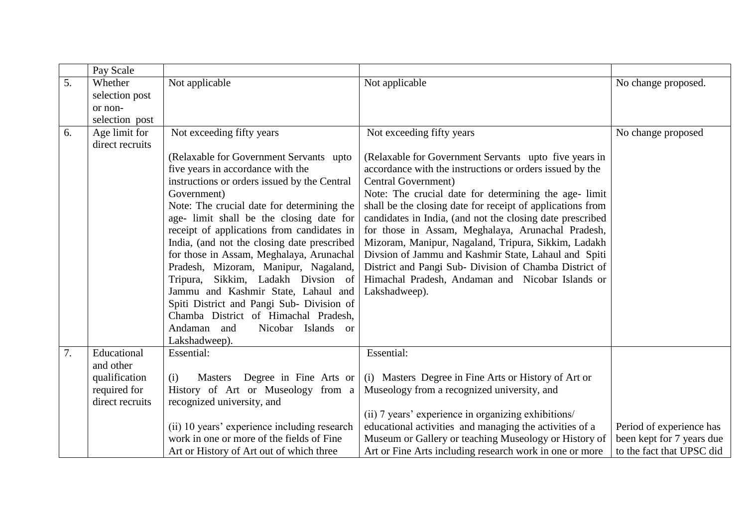|  | Pay Scale |  |  |  |
|---|---|---|---|---|
| 5. | Whether selection post or non-selection post | Not applicable | Not applicable | No change proposed. |
| 6. | Age limit for direct recruits | Not exceeding fifty years<br><br>(Relaxable for Government Servants upto five years in accordance with the instructions or orders issued by the Central Government)<br>Note: The crucial date for determining the age- limit shall be the closing date for receipt of applications from candidates in India, (and not the closing date prescribed for those in Assam, Meghalaya, Arunachal Pradesh, Mizoram, Manipur, Nagaland, Tripura, Sikkim, Ladakh Divsion of Jammu and Kashmir State, Lahaul and Spiti District and Pangi Sub- Division of Chamba District of Himachal Pradesh, Andaman and Nicobar Islands or Lakshadweep). | Not exceeding fifty years<br><br>(Relaxable for Government Servants upto five years in accordance with the instructions or orders issued by the Central Government)<br>Note: The crucial date for determining the age- limit shall be the closing date for receipt of applications from candidates in India, (and not the closing date prescribed for those in Assam, Meghalaya, Arunachal Pradesh, Mizoram, Manipur, Nagaland, Tripura, Sikkim, Ladakh Divsion of Jammu and Kashmir State, Lahaul and Spiti District and Pangi Sub- Division of Chamba District of Himachal Pradesh, Andaman and Nicobar Islands or Lakshadweep). | No change proposed |
| 7. | Educational and other qualification required for direct recruits | Essential:<br><br>(i) Masters Degree in Fine Arts or History of Art or Museology from a recognized university, and<br><br>(ii) 10 years' experience including research work in one or more of the fields of Fine Art or History of Art out of which three | Essential:<br><br>(i) Masters Degree in Fine Arts or History of Art or Museology from a recognized university, and<br><br>(ii) 7 years' experience in organizing exhibitions/ educational activities and managing the activities of a Museum or Gallery or teaching Museology or History of Art or Fine Arts including research work in one or more | Period of experience has been kept for 7 years due to the fact that UPSC did |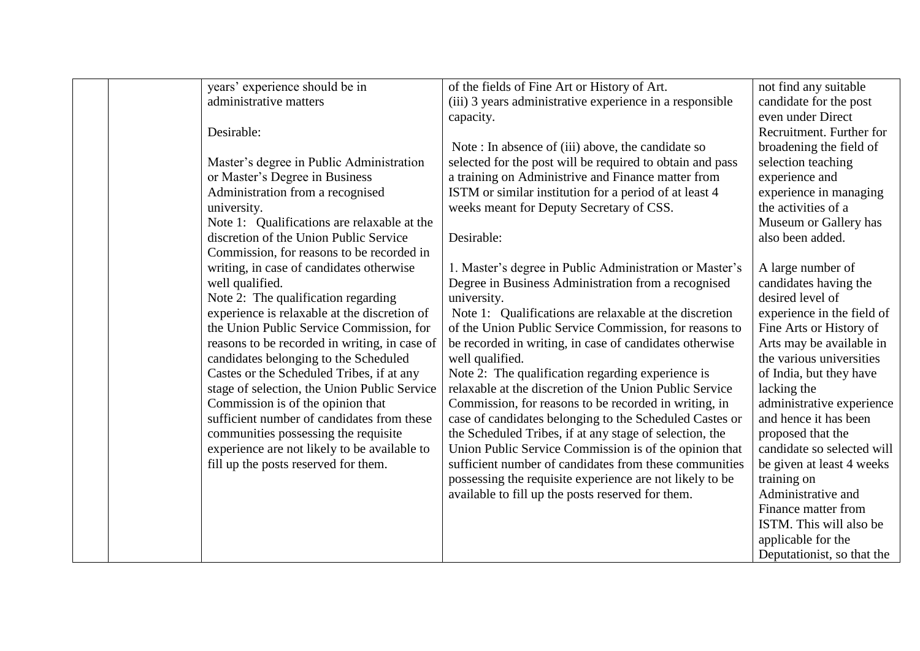| | | | | |
|---|---|---|---|---|
| | | years' experience should be in administrative matters<br><br>Desirable:<br><br>Master's degree in Public Administration or Master's Degree in Business Administration from a recognised university.<br>Note 1: Qualifications are relaxable at the discretion of the Union Public Service Commission, for reasons to be recorded in writing, in case of candidates otherwise well qualified.<br>Note 2: The qualification regarding experience is relaxable at the discretion of the Union Public Service Commission, for reasons to be recorded in writing, in case of candidates belonging to the Scheduled Castes or the Scheduled Tribes, if at any stage of selection, the Union Public Service Commission is of the opinion that sufficient number of candidates from these communities possessing the requisite experience are not likely to be available to fill up the posts reserved for them. | of the fields of Fine Art or History of Art.<br>(iii) 3 years administrative experience in a responsible capacity.<br><br>Note : In absence of (iii) above, the candidate so selected for the post will be required to obtain and pass a training on Administrive and Finance matter from ISTM or similar institution for a period of at least 4 weeks meant for Deputy Secretary of CSS.<br><br>Desirable:<br><br>1. Master's degree in Public Administration or Master's Degree in Business Administration from a recognised university.<br>Note 1: Qualifications are relaxable at the discretion of the Union Public Service Commission, for reasons to be recorded in writing, in case of candidates otherwise well qualified.<br>Note 2: The qualification regarding experience is relaxable at the discretion of the Union Public Service Commission, for reasons to be recorded in writing, in case of candidates belonging to the Scheduled Castes or the Scheduled Tribes, if at any stage of selection, the Union Public Service Commission is of the opinion that sufficient number of candidates from these communities possessing the requisite experience are not likely to be available to fill up the posts reserved for them. | not find any suitable candidate for the post even under Direct Recruitment. Further for broadening the field of selection teaching experience and experience in managing the activities of a Museum or Gallery has also been added.<br><br>A large number of candidates having the desired level of experience in the field of Fine Arts or History of Arts may be available in the various universities of India, but they have lacking the administrative experience and hence it has been proposed that the candidate so selected will be given at least 4 weeks training on Administrative and Finance matter from ISTM. This will also be applicable for the Deputationist, so that the |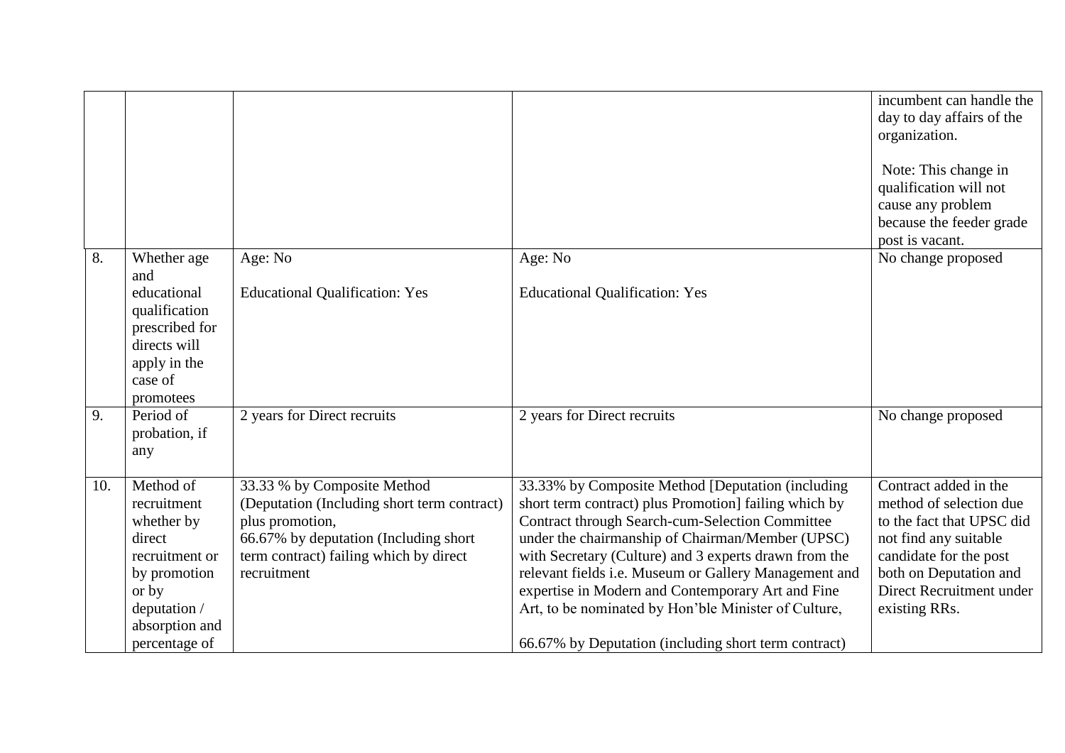| | | | | |
|---|---|---|---|---|
| | | | | incumbent can handle the day to day affairs of the organization.<br><br>Note: This change in qualification will not cause any problem because the feeder grade post is vacant. |
| 8. | Whether age and educational qualification prescribed for directs will apply in the case of promotees | Age: No<br><br>Educational Qualification: Yes | Age: No<br><br>Educational Qualification: Yes | No change proposed |
| 9. | Period of probation, if any | 2 years for Direct recruits | 2 years for Direct recruits | No change proposed |
| 10. | Method of recruitment whether by direct recruitment or by promotion or by deputation / absorption and percentage of | 33.33 % by Composite Method (Deputation (Including short term contract) plus promotion,<br>66.67% by deputation (Including short term contract) failing which by direct recruitment | 33.33% by Composite Method [Deputation (including short term contract) plus Promotion] failing which by Contract through Search-cum-Selection Committee under the chairmanship of Chairman/Member (UPSC) with Secretary (Culture) and 3 experts drawn from the relevant fields i.e. Museum or Gallery Management and expertise in Modern and Contemporary Art and Fine Art, to be nominated by Hon'ble Minister of Culture,<br><br>66.67% by Deputation (including short term contract) | Contract added in the method of selection due to the fact that UPSC did not find any suitable candidate for the post both on Deputation and Direct Recruitment under existing RRs. |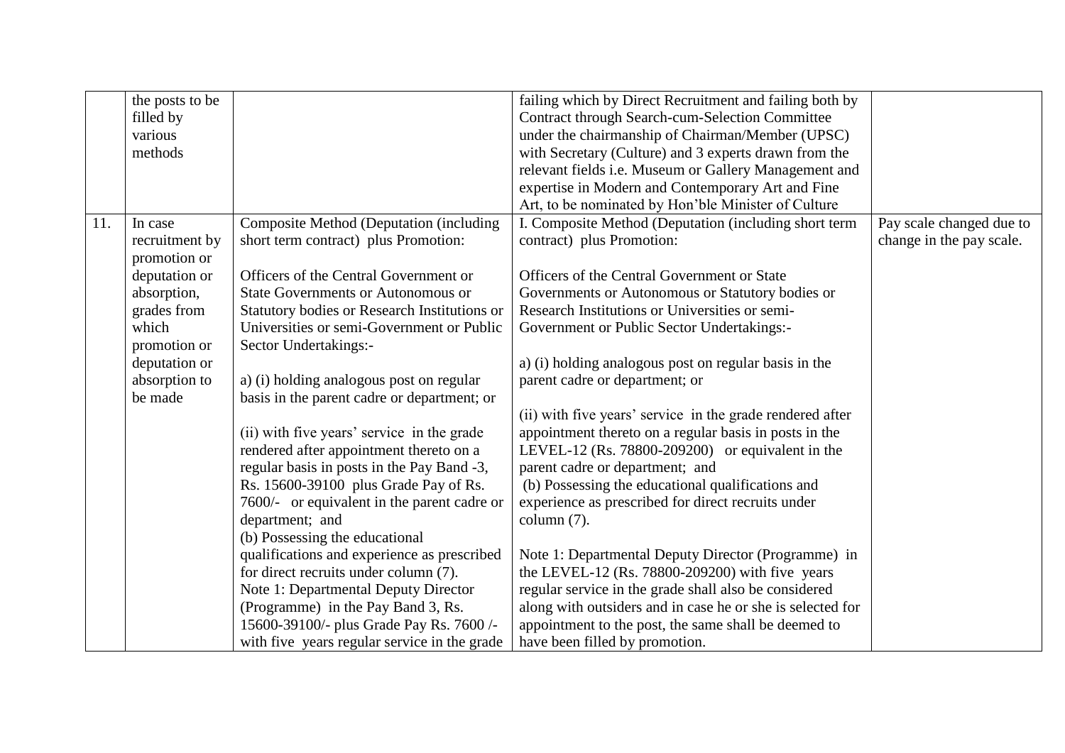| | | | | |
|---|---|---|---|---|
| | the posts to be filled by various methods | | failing which by Direct Recruitment and failing both by Contract through Search-cum-Selection Committee under the chairmanship of Chairman/Member (UPSC) with Secretary (Culture) and 3 experts drawn from the relevant fields i.e. Museum or Gallery Management and expertise in Modern and Contemporary Art and Fine Art, to be nominated by Hon'ble Minister of Culture | |
| 11. | In case recruitment by promotion or deputation or absorption, grades from which promotion or deputation or absorption to be made | Composite Method (Deputation (including short term contract) plus Promotion:<br><br>Officers of the Central Government or State Governments or Autonomous or Statutory bodies or Research Institutions or Universities or semi-Government or Public Sector Undertakings:-<br><br>a) (i) holding analogous post on regular basis in the parent cadre or department; or<br><br>(ii) with five years' service in the grade rendered after appointment thereto on a regular basis in posts in the Pay Band -3, Rs. 15600-39100 plus Grade Pay of Rs. 7600/- or equivalent in the parent cadre or department; and<br>(b) Possessing the educational qualifications and experience as prescribed for direct recruits under column (7).<br>Note 1: Departmental Deputy Director (Programme) in the Pay Band 3, Rs. 15600-39100/- plus Grade Pay Rs. 7600 /- with five years regular service in the grade | I. Composite Method (Deputation (including short term contract) plus Promotion:<br><br>Officers of the Central Government or State Governments or Autonomous or Statutory bodies or Research Institutions or Universities or semi-Government or Public Sector Undertakings:-<br><br>a) (i) holding analogous post on regular basis in the parent cadre or department; or<br><br>(ii) with five years' service in the grade rendered after appointment thereto on a regular basis in posts in the LEVEL-12 (Rs. 78800-209200) or equivalent in the parent cadre or department; and<br>(b) Possessing the educational qualifications and experience as prescribed for direct recruits under column (7).<br><br>Note 1: Departmental Deputy Director (Programme) in the LEVEL-12 (Rs. 78800-209200) with five years regular service in the grade shall also be considered along with outsiders and in case he or she is selected for appointment to the post, the same shall be deemed to have been filled by promotion. | Pay scale changed due to change in the pay scale. |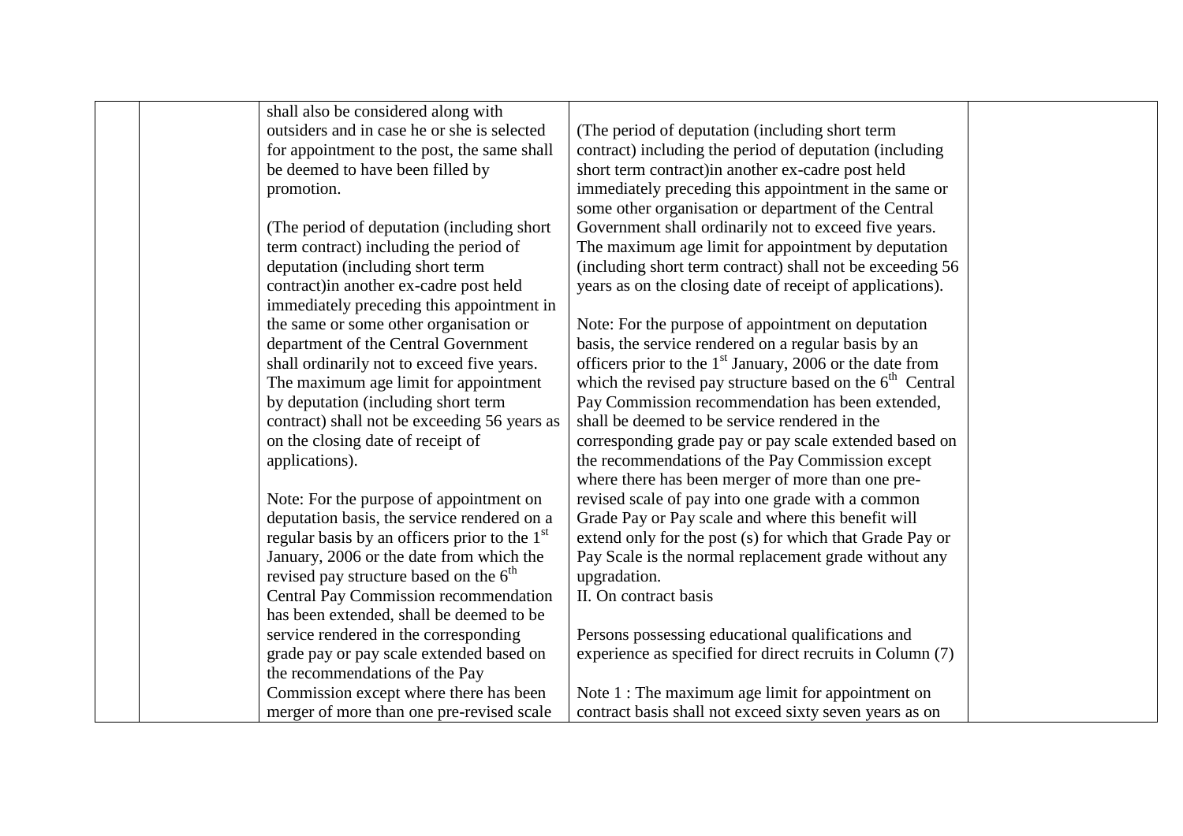|  |  |  |  |  |
|---|---|---|---|---|
|  |  | shall also be considered along with outsiders and in case he or she is selected for appointment to the post, the same shall be deemed to have been filled by promotion.<br><br>(The period of deputation (including short term contract) including the period of deputation (including short term contract)in another ex-cadre post held immediately preceding this appointment in the same or some other organisation or department of the Central Government shall ordinarily not to exceed five years. The maximum age limit for appointment by deputation (including short term contract) shall not be exceeding 56 years as on the closing date of receipt of applications).<br><br>Note: For the purpose of appointment on deputation basis, the service rendered on a regular basis by an officers prior to the 1st January, 2006 or the date from which the revised pay structure based on the 6th Central Pay Commission recommendation has been extended, shall be deemed to be service rendered in the corresponding grade pay or pay scale extended based on the recommendations of the Pay Commission except where there has been merger of more than one pre-revised scale | (The period of deputation (including short term contract) including the period of deputation (including short term contract)in another ex-cadre post held immediately preceding this appointment in the same or some other organisation or department of the Central Government shall ordinarily not to exceed five years. The maximum age limit for appointment by deputation (including short term contract) shall not be exceeding 56 years as on the closing date of receipt of applications).<br><br>Note: For the purpose of appointment on deputation basis, the service rendered on a regular basis by an officers prior to the 1st January, 2006 or the date from which the revised pay structure based on the 6th Central Pay Commission recommendation has been extended, shall be deemed to be service rendered in the corresponding grade pay or pay scale extended based on the recommendations of the Pay Commission except where there has been merger of more than one pre-revised scale of pay into one grade with a common Grade Pay or Pay scale and where this benefit will extend only for the post (s) for which that Grade Pay or Pay Scale is the normal replacement grade without any upgradation.<br>II. On contract basis<br><br>Persons possessing educational qualifications and experience as specified for direct recruits in Column (7)<br><br>Note 1 : The maximum age limit for appointment on contract basis shall not exceed sixty seven years as on |  |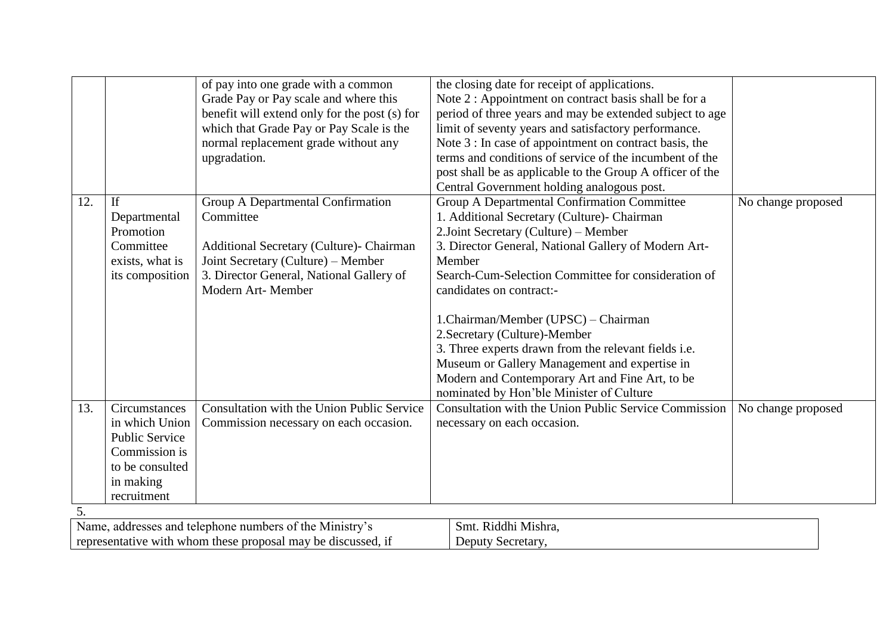| | | | | |
|---|---|---|---|---|
| | | of pay into one grade with a common Grade Pay or Pay scale and where this benefit will extend only for the post (s) for which that Grade Pay or Pay Scale is the normal replacement grade without any upgradation. | the closing date for receipt of applications.<br>Note 2 : Appointment on contract basis shall be for a period of three years and may be extended subject to age limit of seventy years and satisfactory performance.<br>Note 3 : In case of appointment on contract basis, the terms and conditions of service of the incumbent of the post shall be as applicable to the Group A officer of the Central Government holding analogous post. | |
| 12. | If Departmental Promotion Committee exists, what is its composition | Group A Departmental Confirmation Committee<br><br>Additional Secretary (Culture)- Chairman<br>Joint Secretary (Culture) – Member<br>3. Director General, National Gallery of Modern Art- Member | Group A Departmental Confirmation Committee<br>1. Additional Secretary (Culture)- Chairman<br>2.Joint Secretary (Culture) – Member<br>3. Director General, National Gallery of Modern Art- Member<br>Search-Cum-Selection Committee for consideration of candidates on contract:-<br><br>1.Chairman/Member (UPSC) – Chairman<br>2.Secretary (Culture)-Member<br>3. Three experts drawn from the relevant fields i.e. Museum or Gallery Management and expertise in Modern and Contemporary Art and Fine Art, to be nominated by Hon'ble Minister of Culture | No change proposed |
| 13. | Circumstances in which Union Public Service Commission is to be consulted in making recruitment | Consultation with the Union Public Service Commission necessary on each occasion. | Consultation with the Union Public Service Commission necessary on each occasion. | No change proposed |

5.

| | |
|---|---|
| Name, addresses and telephone numbers of the Ministry's representative with whom these proposal may be discussed, if | Smt. Riddhi Mishra,<br>Deputy Secretary, |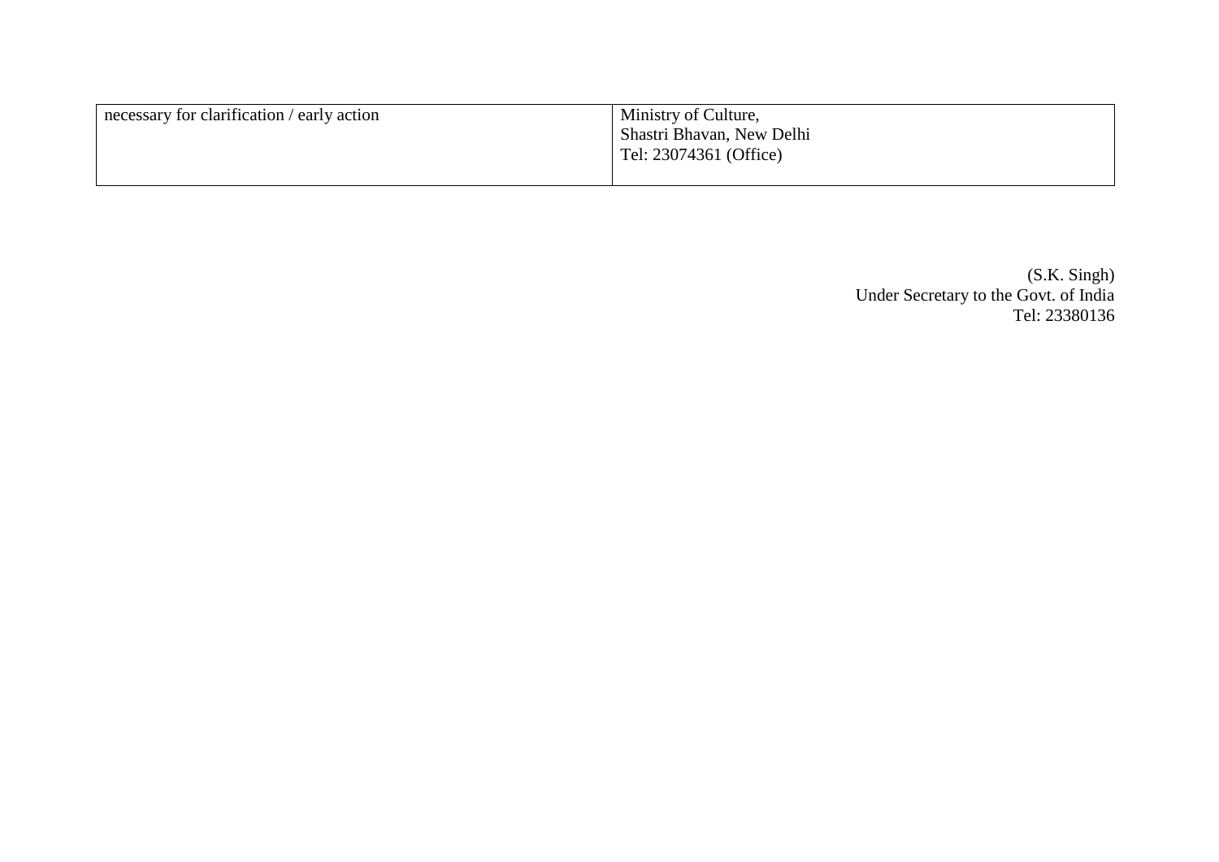| | |
|---|---|
| necessary for clarification / early action | Ministry of Culture,<br>Shastri Bhavan, New Delhi<br>Tel: 23074361 (Office) |

(S.K. Singh)
Under Secretary to the Govt. of India
Tel: 23380136